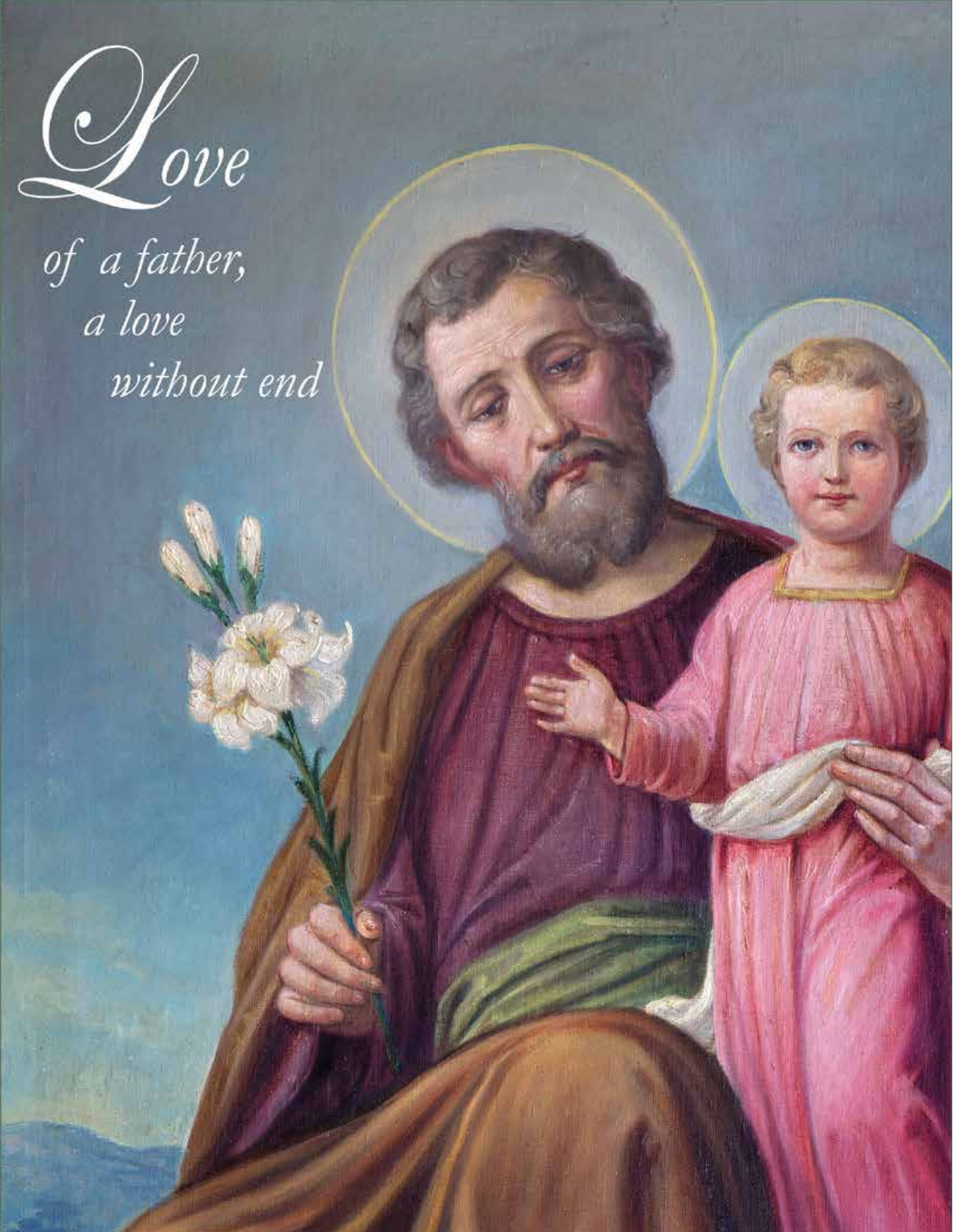# Love

*of a father,*
*a love*
*without end*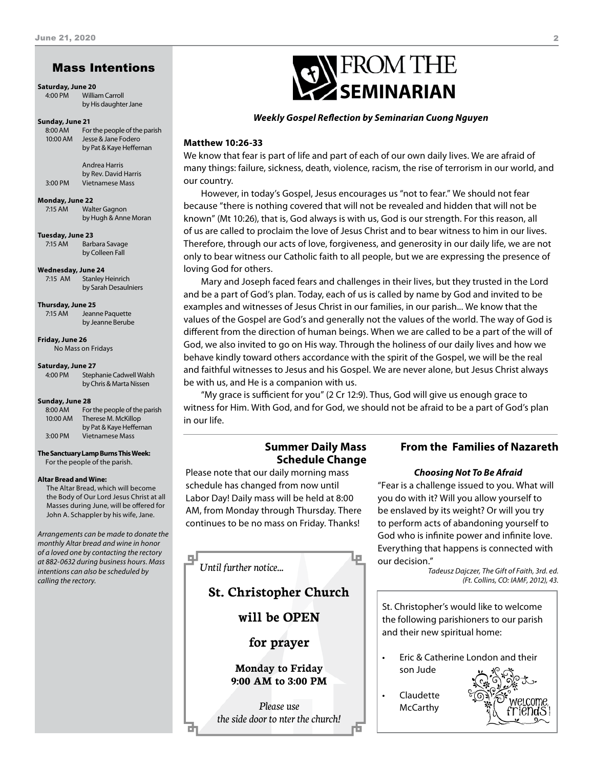## Mass Intentions

**Saturday, June 20**
4:00 PM William Carroll
by His daughter Jane

**Sunday, June 21**
8:00 AM For the people of the parish
10:00 AM Jesse & Jane Fodero
by Pat & Kaye Heffernan

Andrea Harris
by Rev. David Harris
3:00 PM Vietnamese Mass

**Monday, June 22**
7:15 AM Walter Gagnon
by Hugh & Anne Moran

**Tuesday, June 23**
7:15 AM Barbara Savage
by Colleen Fall

**Wednesday, June 24**
7:15 AM Stanley Heinrich
by Sarah Desaulniers

**Thursday, June 25**
7:15 AM Jeanne Paquette
by Jeanne Berube

**Friday, June 26**
No Mass on Fridays

**Saturday, June 27**
4:00 PM Stephanie Cadwell Walsh
by Chris & Marta Nissen

**Sunday, June 28**
8:00 AM For the people of the parish
10:00 AM Therese M. McKillop
by Pat & Kaye Heffernan
3:00 PM Vietnamese Mass

**The Sanctuary Lamp Burns This Week:**
For the people of the parish.

**Altar Bread and Wine:**
The Altar Bread, which will become the Body of Our Lord Jesus Christ at all Masses during June, will be offered for John A. Schappler by his wife, Jane.

*Arrangements can be made to donate the monthly Altar bread and wine in honor of a loved one by contacting the rectory at 882-0632 during business hours. Mass intentions can also be scheduled by calling the rectory.*

## FROM THE SEMINARIAN

***Weekly Gospel Reflection by Seminarian Cuong Nguyen***

**Matthew 10:26-33**

We know that fear is part of life and part of each of our own daily lives. We are afraid of many things: failure, sickness, death, violence, racism, the rise of terrorism in our world, and our country.

However, in today's Gospel, Jesus encourages us "not to fear." We should not fear because "there is nothing covered that will not be revealed and hidden that will not be known" (Mt 10:26), that is, God always is with us, God is our strength. For this reason, all of us are called to proclaim the love of Jesus Christ and to bear witness to him in our lives. Therefore, through our acts of love, forgiveness, and generosity in our daily life, we are not only to bear witness our Catholic faith to all people, but we are expressing the presence of loving God for others.

Mary and Joseph faced fears and challenges in their lives, but they trusted in the Lord and be a part of God's plan. Today, each of us is called by name by God and invited to be examples and witnesses of Jesus Christ in our families, in our parish... We know that the values of the Gospel are God's and generally not the values of the world. The way of God is different from the direction of human beings. When we are called to be a part of the will of God, we also invited to go on His way. Through the holiness of our daily lives and how we behave kindly toward others accordance with the spirit of the Gospel, we will be the real and faithful witnesses to Jesus and his Gospel. We are never alone, but Jesus Christ always be with us, and He is a companion with us.

"My grace is sufficient for you" (2 Cr 12:9). Thus, God will give us enough grace to witness for Him. With God, and for God, we should not be afraid to be a part of God's plan in our life.

### Summer Daily Mass Schedule Change

Please note that our daily morning mass schedule has changed from now until Labor Day! Daily mass will be held at 8:00 AM, from Monday through Thursday. There continues to be no mass on Friday. Thanks!

*Until further notice...*

**St. Christopher Church**

**will be OPEN**

**for prayer**

**Monday to Friday**
**9:00 AM to 3:00 PM**

*Please use*
*the side door to nter the church!*

### From the Families of Nazareth

***Choosing Not To Be Afraid***

"Fear is a challenge issued to you. What will you do with it? Will you allow yourself to be enslaved by its weight? Or will you try to perform acts of abandoning yourself to God who is infinite power and infinite love. Everything that happens is connected with our decision."

*Tadeusz Dajczer, The Gift of Faith, 3rd. ed. (Ft. Collins, CO: IAMF, 2012), 43.*

St. Christopher's would like to welcome the following parishioners to our parish and their new spiritual home:

- Eric & Catherine London and their son Jude
- Claudette McCarthy

Welcome, friends!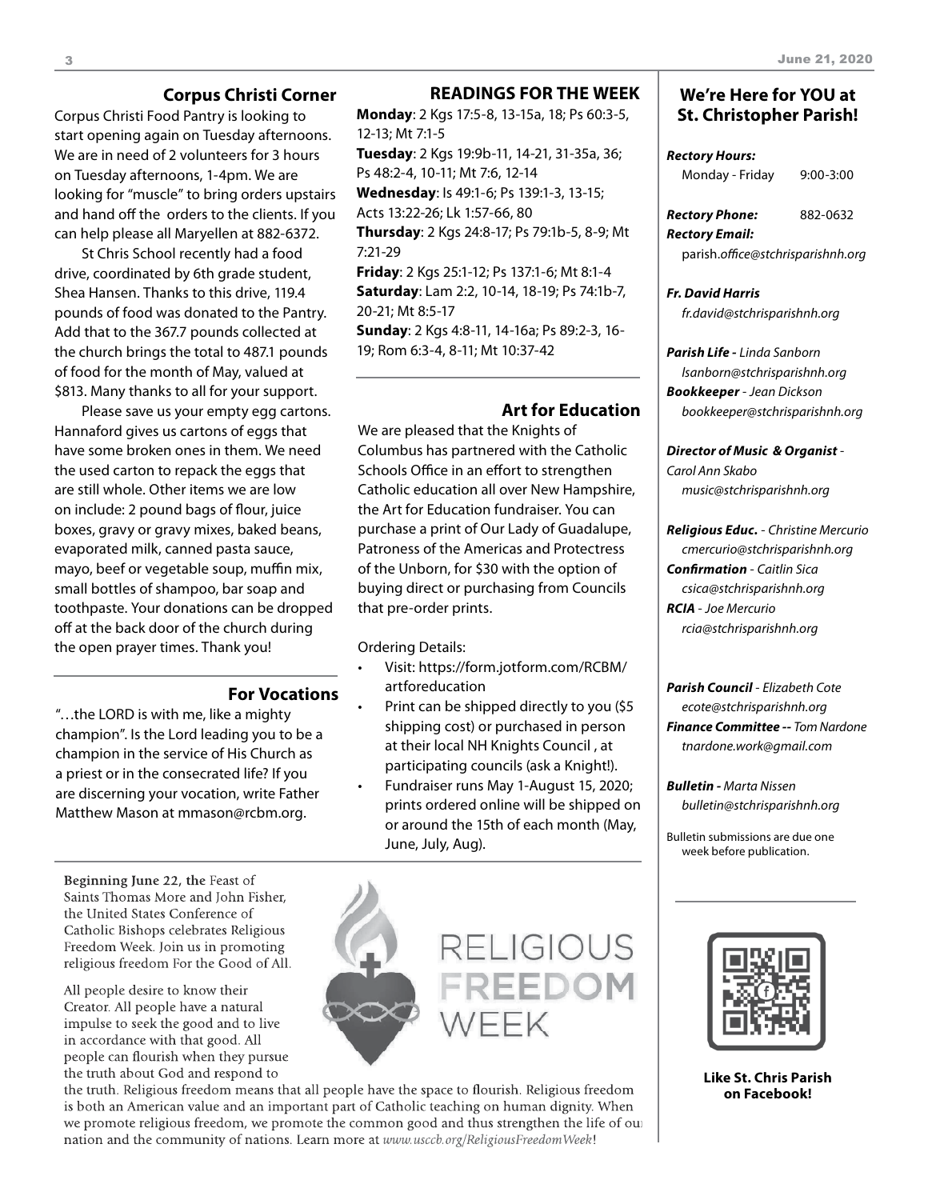## Corpus Christi Corner

Corpus Christi Food Pantry is looking to start opening again on Tuesday afternoons. We are in need of 2 volunteers for 3 hours on Tuesday afternoons, 1-4pm. We are looking for "muscle" to bring orders upstairs and hand off the orders to the clients. If you can help please all Maryellen at 882-6372.

St Chris School recently had a food drive, coordinated by 6th grade student, Shea Hansen. Thanks to this drive, 119.4 pounds of food was donated to the Pantry. Add that to the 367.7 pounds collected at the church brings the total to 487.1 pounds of food for the month of May, valued at $813. Many thanks to all for your support.

Please save us your empty egg cartons. Hannaford gives us cartons of eggs that have some broken ones in them. We need the used carton to repack the eggs that are still whole. Other items we are low on include: 2 pound bags of flour, juice boxes, gravy or gravy mixes, baked beans, evaporated milk, canned pasta sauce, mayo, beef or vegetable soup, muffin mix, small bottles of shampoo, bar soap and toothpaste. Your donations can be dropped off at the back door of the church during the open prayer times. Thank you!

## For Vocations

"…the LORD is with me, like a mighty champion". Is the Lord leading you to be a champion in the service of His Church as a priest or in the consecrated life? If you are discerning your vocation, write Father Matthew Mason at mmason@rcbm.org.

## READINGS FOR THE WEEK

**Monday**: 2 Kgs 17:5-8, 13-15a, 18; Ps 60:3-5, 12-13; Mt 7:1-5
**Tuesday**: 2 Kgs 19:9b-11, 14-21, 31-35a, 36; Ps 48:2-4, 10-11; Mt 7:6, 12-14
**Wednesday**: Is 49:1-6; Ps 139:1-3, 13-15; Acts 13:22-26; Lk 1:57-66, 80
**Thursday**: 2 Kgs 24:8-17; Ps 79:1b-5, 8-9; Mt 7:21-29
**Friday**: 2 Kgs 25:1-12; Ps 137:1-6; Mt 8:1-4
**Saturday**: Lam 2:2, 10-14, 18-19; Ps 74:1b-7, 20-21; Mt 8:5-17
**Sunday**: 2 Kgs 4:8-11, 14-16a; Ps 89:2-3, 16-19; Rom 6:3-4, 8-11; Mt 10:37-42

## Art for Education

We are pleased that the Knights of Columbus has partnered with the Catholic Schools Office in an effort to strengthen Catholic education all over New Hampshire, the Art for Education fundraiser. You can purchase a print of Our Lady of Guadalupe, Patroness of the Americas and Protectress of the Unborn, for $30 with the option of buying direct or purchasing from Councils that pre-order prints.

Ordering Details:

- Visit: https://form.jotform.com/RCBM/artforeducation
- Print can be shipped directly to you ($5 shipping cost) or purchased in person at their local NH Knights Council , at participating councils (ask a Knight!).
- Fundraiser runs May 1-August 15, 2020; prints ordered online will be shipped on or around the 15th of each month (May, June, July, Aug).

## We're Here for YOU at St. Christopher Parish!

***Rectory Hours:***
Monday - Friday 9:00-3:00

***Rectory Phone:*** 882-0632
***Rectory Email:***
*parish.office@stchrisparishnh.org*

***Fr. David Harris***
*fr.david@stchrisparishnh.org*

***Parish Life*** *- Linda Sanborn*
*lsanborn@stchrisparishnh.org*
***Bookkeeper*** *- Jean Dickson*
*bookkeeper@stchrisparishnh.org*

***Director of Music & Organist*** *- Carol Ann Skabo*
*music@stchrisparishnh.org*

***Religious Educ.*** *- Christine Mercurio*
*cmercurio@stchrisparishnh.org*
***Confirmation*** *- Caitlin Sica*
*csica@stchrisparishnh.org*
***RCIA*** *- Joe Mercurio*
*rcia@stchrisparishnh.org*

***Parish Council*** *- Elizabeth Cote*
*ecote@stchrisparishnh.org*
***Finance Committee --*** *Tom Nardone*
*tnardone.work@gmail.com*

***Bulletin -*** *Marta Nissen*
*bulletin@stchrisparishnh.org*

Bulletin submissions are due one week before publication.

**Like St. Chris Parish on Facebook!**

---

**Beginning June 22, the** Feast of Saints Thomas More and John Fisher, the United States Conference of Catholic Bishops celebrates Religious Freedom Week. Join us in promoting religious freedom For the Good of All.

RELIGIOUS FREEDOM WEEK

All people desire to know their Creator. All people have a natural impulse to seek the good and to live in accordance with that good. All people can flourish when they pursue the truth about God and respond to the truth. Religious freedom means that all people have the space to flourish. Religious freedom is both an American value and an important part of Catholic teaching on human dignity. When we promote religious freedom, we promote the common good and thus strengthen the life of our nation and the community of nations. Learn more at *www.usccb.org/ReligiousFreedomWeek*!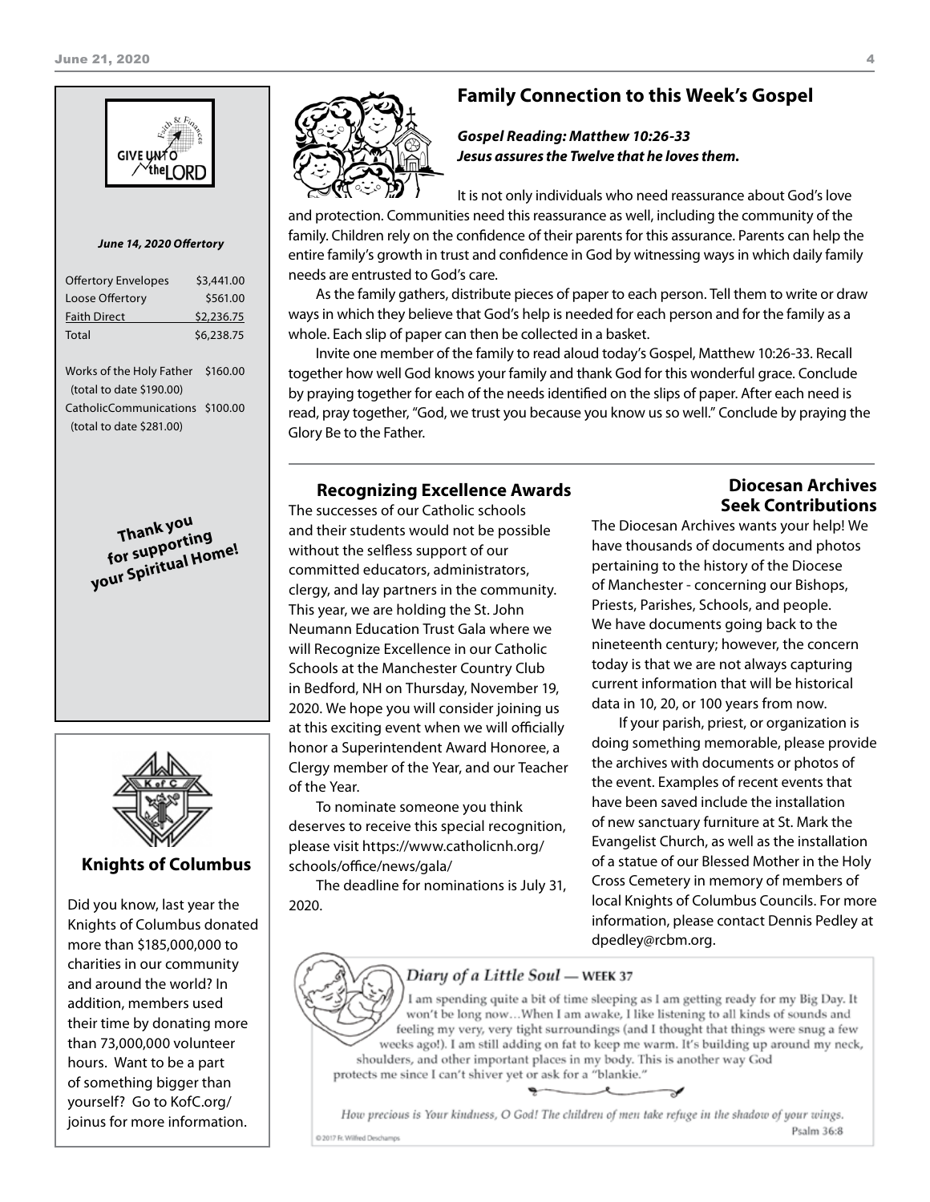GIVE UNTO the LORD

Faith & Finances

*June 14, 2020 Offertory*

| | |
|---|---|
| Offertory Envelopes | \$3,441.00 |
| Loose Offertory | \$561.00 |
| Faith Direct | \$2,236.75 |
| Total | \$6,238.75 |

Works of the Holy Father \$160.00
(total to date \$190.00)
CatholicCommunications \$100.00
(total to date \$281.00)

**Thank you for supporting your Spiritual Home!**

## Knights of Columbus

Did you know, last year the Knights of Columbus donated more than \$185,000,000 to charities in our community and around the world? In addition, members used their time by donating more than 73,000,000 volunteer hours. Want to be a part of something bigger than yourself? Go to KofC.org/joinus for more information.

## Family Connection to this Week's Gospel

***Gospel Reading: Matthew 10:26-33***
***Jesus assures the Twelve that he loves them.***

It is not only individuals who need reassurance about God's love and protection. Communities need this reassurance as well, including the community of the family. Children rely on the confidence of their parents for this assurance. Parents can help the entire family's growth in trust and confidence in God by witnessing ways in which daily family needs are entrusted to God's care.

As the family gathers, distribute pieces of paper to each person. Tell them to write or draw ways in which they believe that God's help is needed for each person and for the family as a whole. Each slip of paper can then be collected in a basket.

Invite one member of the family to read aloud today's Gospel, Matthew 10:26-33. Recall together how well God knows your family and thank God for this wonderful grace. Conclude by praying together for each of the needs identified on the slips of paper. After each need is read, pray together, "God, we trust you because you know us so well." Conclude by praying the Glory Be to the Father.

## Recognizing Excellence Awards

The successes of our Catholic schools and their students would not be possible without the selfless support of our committed educators, administrators, clergy, and lay partners in the community. This year, we are holding the St. John Neumann Education Trust Gala where we will Recognize Excellence in our Catholic Schools at the Manchester Country Club in Bedford, NH on Thursday, November 19, 2020. We hope you will consider joining us at this exciting event when we will officially honor a Superintendent Award Honoree, a Clergy member of the Year, and our Teacher of the Year.

To nominate someone you think deserves to receive this special recognition, please visit https://www.catholicnh.org/schools/office/news/gala/

The deadline for nominations is July 31, 2020.

## Diocesan Archives Seek Contributions

The Diocesan Archives wants your help! We have thousands of documents and photos pertaining to the history of the Diocese of Manchester - concerning our Bishops, Priests, Parishes, Schools, and people. We have documents going back to the nineteenth century; however, the concern today is that we are not always capturing current information that will be historical data in 10, 20, or 100 years from now.

If your parish, priest, or organization is doing something memorable, please provide the archives with documents or photos of the event. Examples of recent events that have been saved include the installation of new sanctuary furniture at St. Mark the Evangelist Church, as well as the installation of a statue of our Blessed Mother in the Holy Cross Cemetery in memory of members of local Knights of Columbus Councils. For more information, please contact Dennis Pedley at dpedley@rcbm.org.

### *Diary of a Little Soul* — WEEK 37

I am spending quite a bit of time sleeping as I am getting ready for my Big Day. It won't be long now…When I am awake, I like listening to all kinds of sounds and feeling my very, very tight surroundings (and I thought that things were snug a few weeks ago!). I am still adding on fat to keep me warm. It's building up around my neck, shoulders, and other important places in my body. This is another way God protects me since I can't shiver yet or ask for a "blankie."

*How precious is Your kindness, O God! The children of men take refuge in the shadow of your wings.*
Psalm 36:8

© 2017 Fr. Wilfred Deschamps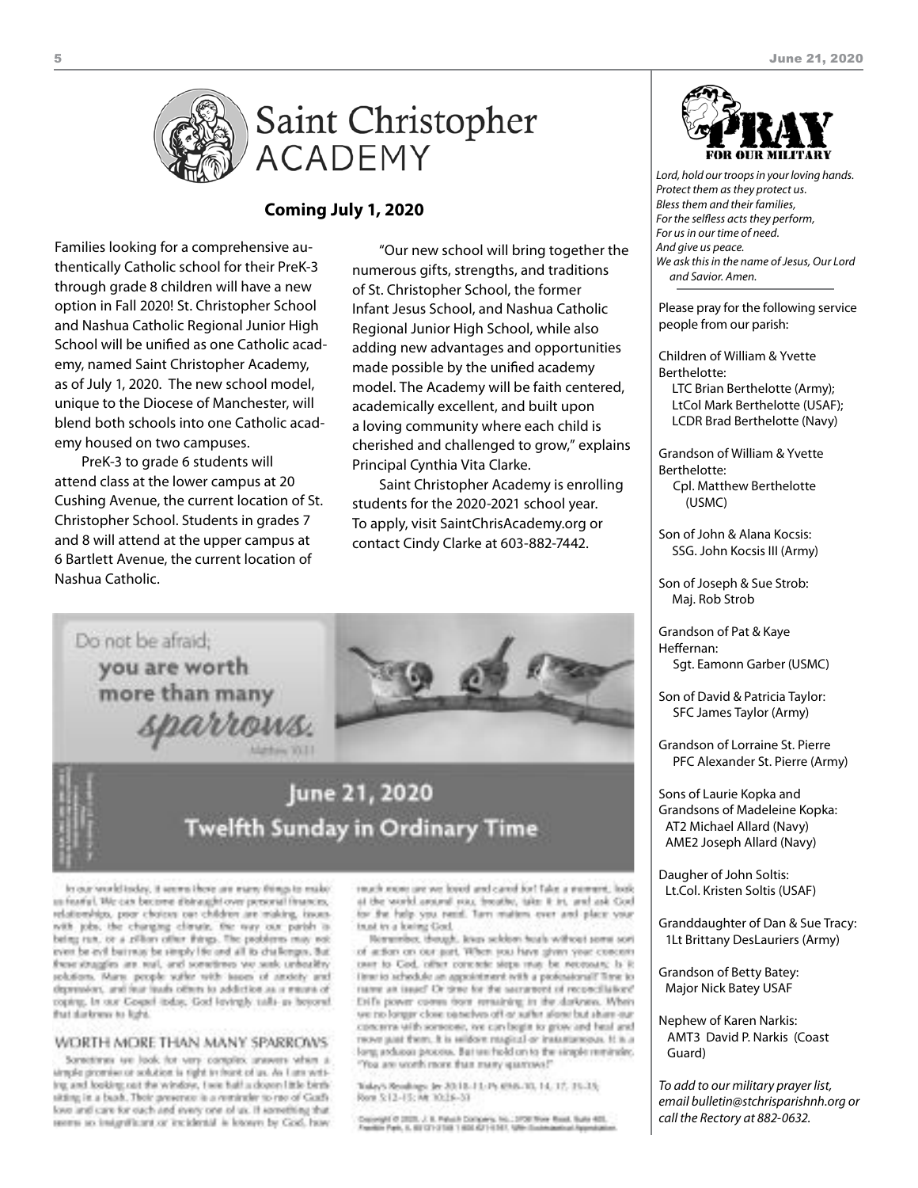# Saint Christopher ACADEMY

**Coming July 1, 2020**

Families looking for a comprehensive authentically Catholic school for their PreK-3 through grade 8 children will have a new option in Fall 2020! St. Christopher School and Nashua Catholic Regional Junior High School will be unified as one Catholic academy, named Saint Christopher Academy, as of July 1, 2020. The new school model, unique to the Diocese of Manchester, will blend both schools into one Catholic academy housed on two campuses.

PreK-3 to grade 6 students will attend class at the lower campus at 20 Cushing Avenue, the current location of St. Christopher School. Students in grades 7 and 8 will attend at the upper campus at 6 Bartlett Avenue, the current location of Nashua Catholic.

"Our new school will bring together the numerous gifts, strengths, and traditions of St. Christopher School, the former Infant Jesus School, and Nashua Catholic Regional Junior High School, while also adding new advantages and opportunities made possible by the unified academy model. The Academy will be faith centered, academically excellent, and built upon a loving community where each child is cherished and challenged to grow," explains Principal Cynthia Vita Clarke.

Saint Christopher Academy is enrolling students for the 2020-2021 school year. To apply, visit SaintChrisAcademy.org or contact Cindy Clarke at 603-882-7442.

Do not be afraid; **you are worth more than many sparrows.**

Matthew 10:31

## June 21, 2020
## Twelfth Sunday in Ordinary Time

In our world today, it seems there are many things to make us fearful. We can become distraught over personal finances, relationships, poor choices our children are making, issues with jobs, the changing climate, the way our parish is being run, or a zillion other things. The problems may not even be evil but may be simply life and all its challenges. But these struggles are real, and sometimes we seek unhealthy solutions. Many people suffer with issues of anxiety and depression, and fear leads others to addiction as a means of coping. In our Gospel today, God lovingly calls us beyond that darkness to light.

### WORTH MORE THAN MANY SPARROWS

Sometimes we look for very complex answers when a simple promise or solution is right in front of us. As I am writing and looking out the window, I see half a dozen little birds sitting in a bush. Their presence is a reminder to me of God's love and care for each and every one of us. If something that seems so insignificant or incidental is known by God, how much more are we loved and cared for! Take a moment, look at the world around you, breathe, take it in, and ask God for the help you need. Turn matters over and place your trust in a loving God.

Remember, though, Jesus seldom heals without some sort of action on our part. When you have given your concern over to God, other concrete steps may be necessary. Is it time to schedule an appointment with a professional? Time to name an issue? Or time for the sacrament of reconciliation? Evil's power comes from remaining in the darkness. When we no longer close ourselves off or suffer alone but share our concerns with someone, we can begin to grow and heal and move past them. It is seldom magical or instantaneous. It is a long, arduous process. But we hold on to the simple reminder, "You are worth more than many sparrows!"

Today's Readings: Jer 20:10-13; Ps 69:8-10, 14, 17, 33-35; Rom 5:12-15; Mt 10:26-33

Copyright © 2020, J. S. Paluch Company, Inc., 3708 River Road, Suite 400, Franklin Park, IL 60131-2158 1-800-621-5197. With Ecclesiastical Approbation.

# PRAY FOR OUR MILITARY

*Lord, hold our troops in your loving hands.*
*Protect them as they protect us.*
*Bless them and their families,*
*For the selfless acts they perform,*
*For us in our time of need.*
*And give us peace.*
*We ask this in the name of Jesus, Our Lord and Savior. Amen.*

Please pray for the following service people from our parish:

Children of William & Yvette Berthelotte:
LTC Brian Berthelotte (Army);
LtCol Mark Berthelotte (USAF);
LCDR Brad Berthelotte (Navy)

Grandson of William & Yvette Berthelotte:
Cpl. Matthew Berthelotte (USMC)

Son of John & Alana Kocsis:
SSG. John Kocsis III (Army)

Son of Joseph & Sue Strob:
Maj. Rob Strob

Grandson of Pat & Kaye Heffernan:
Sgt. Eamonn Garber (USMC)

Son of David & Patricia Taylor:
SFC James Taylor (Army)

Grandson of Lorraine St. Pierre
PFC Alexander St. Pierre (Army)

Sons of Laurie Kopka and Grandsons of Madeleine Kopka:
AT2 Michael Allard (Navy)
AME2 Joseph Allard (Navy)

Daugher of John Soltis:
Lt.Col. Kristen Soltis (USAF)

Granddaughter of Dan & Sue Tracy:
1Lt Brittany DesLauriers (Army)

Grandson of Betty Batey:
Major Nick Batey USAF

Nephew of Karen Narkis:
AMT3 David P. Narkis (Coast Guard)

*To add to our military prayer list, email bulletin@stchrisparishnh.org or call the Rectory at 882-0632.*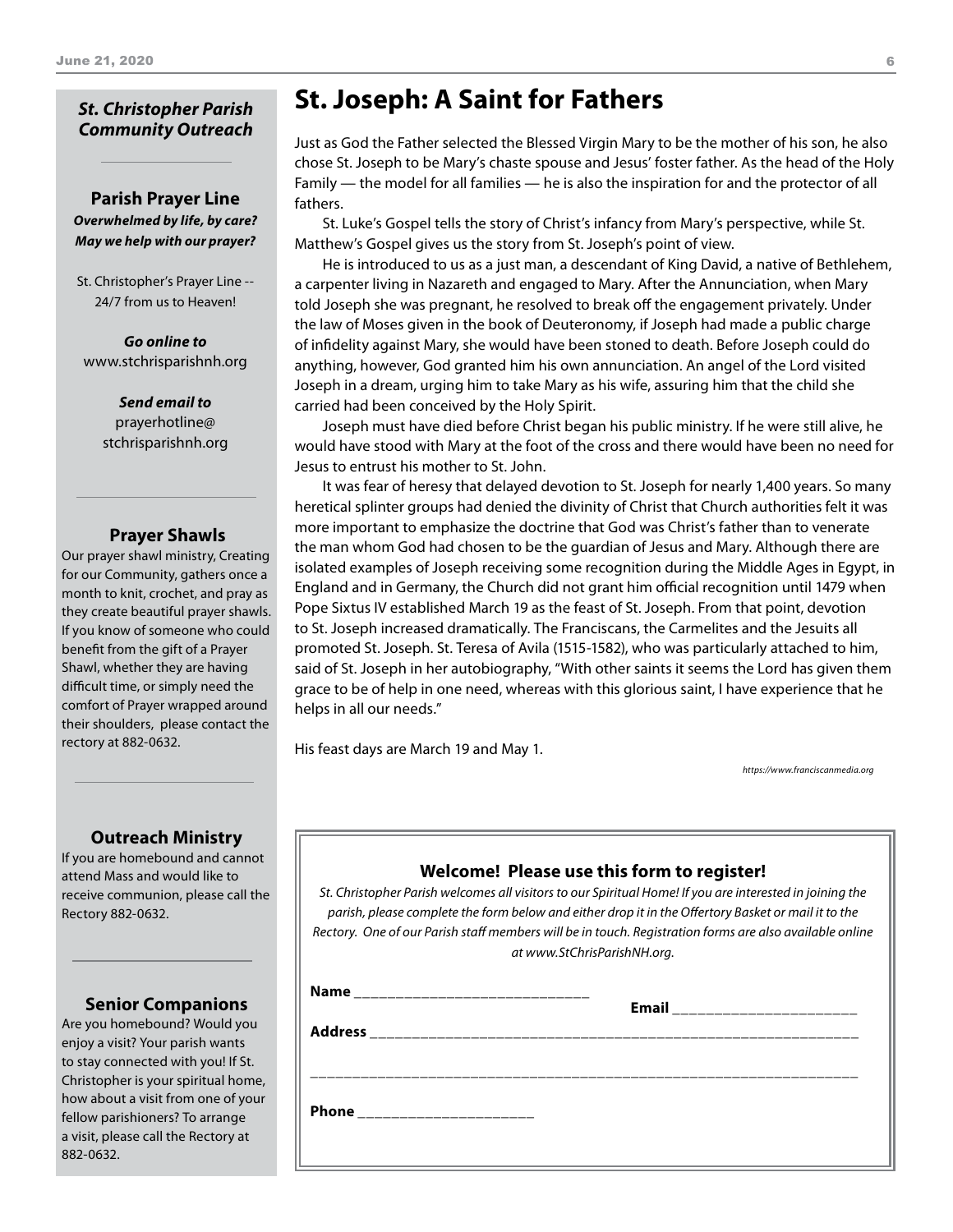## *St. Christopher Parish Community Outreach*

### Parish Prayer Line

***Overwhelmed by life, by care? May we help with our prayer?***

St. Christopher's Prayer Line -- 24/7 from us to Heaven!

***Go online to***
www.stchrisparishnh.org

***Send email to***
prayerhotline@stchrisparishnh.org

### Prayer Shawls

Our prayer shawl ministry, Creating for our Community, gathers once a month to knit, crochet, and pray as they create beautiful prayer shawls. If you know of someone who could benefit from the gift of a Prayer Shawl, whether they are having difficult time, or simply need the comfort of Prayer wrapped around their shoulders, please contact the rectory at 882-0632.

### Outreach Ministry

If you are homebound and cannot attend Mass and would like to receive communion, please call the Rectory 882-0632.

### Senior Companions

Are you homebound? Would you enjoy a visit? Your parish wants to stay connected with you! If St. Christopher is your spiritual home, how about a visit from one of your fellow parishioners? To arrange a visit, please call the Rectory at 882-0632.

# St. Joseph: A Saint for Fathers

Just as God the Father selected the Blessed Virgin Mary to be the mother of his son, he also chose St. Joseph to be Mary's chaste spouse and Jesus' foster father. As the head of the Holy Family — the model for all families — he is also the inspiration for and the protector of all fathers.

St. Luke's Gospel tells the story of Christ's infancy from Mary's perspective, while St. Matthew's Gospel gives us the story from St. Joseph's point of view.

He is introduced to us as a just man, a descendant of King David, a native of Bethlehem, a carpenter living in Nazareth and engaged to Mary. After the Annunciation, when Mary told Joseph she was pregnant, he resolved to break off the engagement privately. Under the law of Moses given in the book of Deuteronomy, if Joseph had made a public charge of infidelity against Mary, she would have been stoned to death. Before Joseph could do anything, however, God granted him his own annunciation. An angel of the Lord visited Joseph in a dream, urging him to take Mary as his wife, assuring him that the child she carried had been conceived by the Holy Spirit.

Joseph must have died before Christ began his public ministry. If he were still alive, he would have stood with Mary at the foot of the cross and there would have been no need for Jesus to entrust his mother to St. John.

It was fear of heresy that delayed devotion to St. Joseph for nearly 1,400 years. So many heretical splinter groups had denied the divinity of Christ that Church authorities felt it was more important to emphasize the doctrine that God was Christ's father than to venerate the man whom God had chosen to be the guardian of Jesus and Mary. Although there are isolated examples of Joseph receiving some recognition during the Middle Ages in Egypt, in England and in Germany, the Church did not grant him official recognition until 1479 when Pope Sixtus IV established March 19 as the feast of St. Joseph. From that point, devotion to St. Joseph increased dramatically. The Franciscans, the Carmelites and the Jesuits all promoted St. Joseph. St. Teresa of Avila (1515-1582), who was particularly attached to him, said of St. Joseph in her autobiography, "With other saints it seems the Lord has given them grace to be of help in one need, whereas with this glorious saint, I have experience that he helps in all our needs."

His feast days are March 19 and May 1.

*https://www.franciscanmedia.org*

### Welcome! Please use this form to register!

*St. Christopher Parish welcomes all visitors to our Spiritual Home! If you are interested in joining the parish, please complete the form below and either drop it in the Offertory Basket or mail it to the Rectory. One of our Parish staff members will be in touch. Registration forms are also available online at www.StChrisParishNH.org.*

**Name** ______________________________ **Email** ________________________

**Address** ________________________________________________________________

__________________________________________________________________________

**Phone** ______________________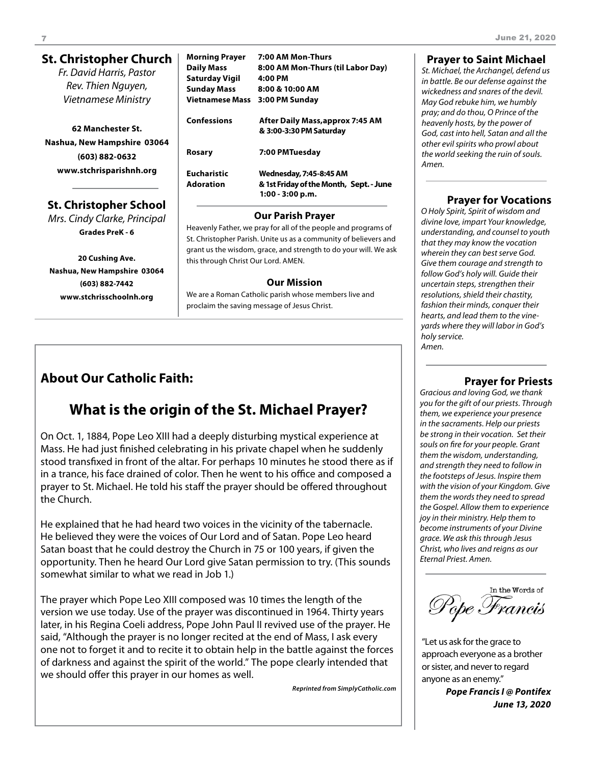## St. Christopher Church

*Fr. David Harris, Pastor*
*Rev. Thien Nguyen, Vietnamese Ministry*

**62 Manchester St.**
**Nashua, New Hampshire 03064**
**(603) 882-0632**
**www.stchrisparishnh.org**

## St. Christopher School

*Mrs. Cindy Clarke, Principal*
**Grades PreK - 6**

**20 Cushing Ave.**
**Nashua, New Hampshire 03064**
**(603) 882-7442**
**www.stchrisschoolnh.org**

| | |
|---|---|
| **Morning Prayer** | **7:00 AM Mon-Thurs** |
| **Daily Mass** | **8:00 AM Mon-Thurs (til Labor Day)** |
| **Saturday Vigil** | **4:00 PM** |
| **Sunday Mass** | **8:00 & 10:00 AM** |
| **Vietnamese Mass** | **3:00 PM Sunday** |
| **Confessions** | **After Daily Mass,approx 7:45 AM & 3:00-3:30 PM Saturday** |
| **Rosary** | **7:00 PMTuesday** |
| **Eucharistic Adoration** | **Wednesday, 7:45-8:45 AM & 1st Friday of the Month, Sept. - June 1:00 - 3:00 p.m.** |

### Our Parish Prayer

Heavenly Father, we pray for all of the people and programs of St. Christopher Parish. Unite us as a community of believers and grant us the wisdom, grace, and strength to do your will. We ask this through Christ Our Lord. AMEN.

### Our Mission

We are a Roman Catholic parish whose members live and proclaim the saving message of Jesus Christ.

## About Our Catholic Faith:

## What is the origin of the St. Michael Prayer?

On Oct. 1, 1884, Pope Leo XIII had a deeply disturbing mystical experience at Mass. He had just finished celebrating in his private chapel when he suddenly stood transfixed in front of the altar. For perhaps 10 minutes he stood there as if in a trance, his face drained of color. Then he went to his office and composed a prayer to St. Michael. He told his staff the prayer should be offered throughout the Church.

He explained that he had heard two voices in the vicinity of the tabernacle. He believed they were the voices of Our Lord and of Satan. Pope Leo heard Satan boast that he could destroy the Church in 75 or 100 years, if given the opportunity. Then he heard Our Lord give Satan permission to try. (This sounds somewhat similar to what we read in Job 1.)

The prayer which Pope Leo XIII composed was 10 times the length of the version we use today. Use of the prayer was discontinued in 1964. Thirty years later, in his Regina Coeli address, Pope John Paul II revived use of the prayer. He said, "Although the prayer is no longer recited at the end of Mass, I ask every one not to forget it and to recite it to obtain help in the battle against the forces of darkness and against the spirit of the world." The pope clearly intended that we should offer this prayer in our homes as well.

***Reprinted from SimplyCatholic.com***

### Prayer to Saint Michael

*St. Michael, the Archangel, defend us in battle. Be our defense against the wickedness and snares of the devil. May God rebuke him, we humbly pray; and do thou, O Prince of the heavenly hosts, by the power of God, cast into hell, Satan and all the other evil spirits who prowl about the world seeking the ruin of souls. Amen.*

### Prayer for Vocations

*O Holy Spirit, Spirit of wisdom and divine love, impart Your knowledge, understanding, and counsel to youth that they may know the vocation wherein they can best serve God. Give them courage and strength to follow God's holy will. Guide their uncertain steps, strengthen their resolutions, shield their chastity, fashion their minds, conquer their hearts, and lead them to the vineyards where they will labor in God's holy service.*
*Amen.*

### Prayer for Priests

*Gracious and loving God, we thank you for the gift of our priests. Through them, we experience your presence in the sacraments. Help our priests be strong in their vocation. Set their souls on fire for your people. Grant them the wisdom, understanding, and strength they need to follow in the footsteps of Jesus. Inspire them with the vision of your Kingdom. Give them the words they need to spread the Gospel. Allow them to experience joy in their ministry. Help them to become instruments of your Divine grace. We ask this through Jesus Christ, who lives and reigns as our Eternal Priest. Amen.*

In the Words of
*Pope Francis*

"Let us ask for the grace to approach everyone as a brother or sister, and never to regard anyone as an enemy."

***Pope Francis I @ Pontifex***
***June 13, 2020***